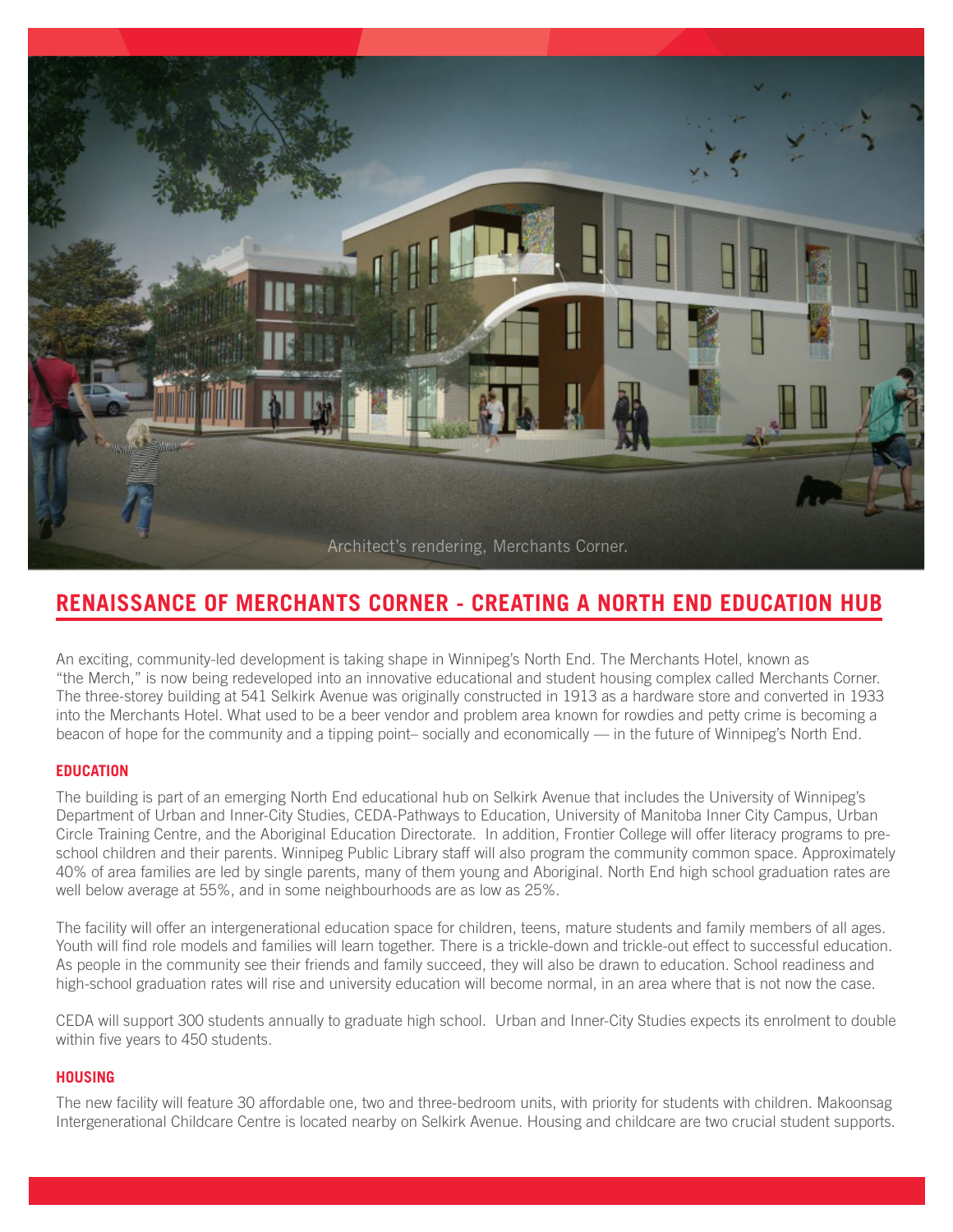Architect's rendering, Merchants Corner.

## RENAISSANCE OF MERCHANTS CORNER - CREATING A NORTH END EDUCATION HUB

An exciting, community-led development is taking shape in Winnipeg's North End. The Merchants Hotel, known as "the Merch," is now being redeveloped into an innovative educational and student housing complex called Merchants Corner. The three-storey building at 541 Selkirk Avenue was originally constructed in 1913 as a hardware store and converted in 1933 into the Merchants Hotel. What used to be a beer vendor and problem area known for rowdies and petty crime is becoming a beacon of hope for the community and a tipping point– socially and economically — in the future of Winnipeg's North End.

### EDUCATION

The building is part of an emerging North End educational hub on Selkirk Avenue that includes the University of Winnipeg's Department of Urban and Inner-City Studies, CEDA-Pathways to Education, University of Manitoba Inner City Campus, Urban Circle Training Centre, and the Aboriginal Education Directorate. In addition, Frontier College will offer literacy programs to pre-school children and their parents. Winnipeg Public Library staff will also program the community common space. Approximately 40% of area families are led by single parents, many of them young and Aboriginal. North End high school graduation rates are well below average at 55%, and in some neighbourhoods are as low as 25%.

The facility will offer an intergenerational education space for children, teens, mature students and family members of all ages. Youth will find role models and families will learn together. There is a trickle-down and trickle-out effect to successful education. As people in the community see their friends and family succeed, they will also be drawn to education. School readiness and high-school graduation rates will rise and university education will become normal, in an area where that is not now the case.

CEDA will support 300 students annually to graduate high school. Urban and Inner-City Studies expects its enrolment to double within five years to 450 students.

### HOUSING

The new facility will feature 30 affordable one, two and three-bedroom units, with priority for students with children. Makoonsag Intergenerational Childcare Centre is located nearby on Selkirk Avenue. Housing and childcare are two crucial student supports.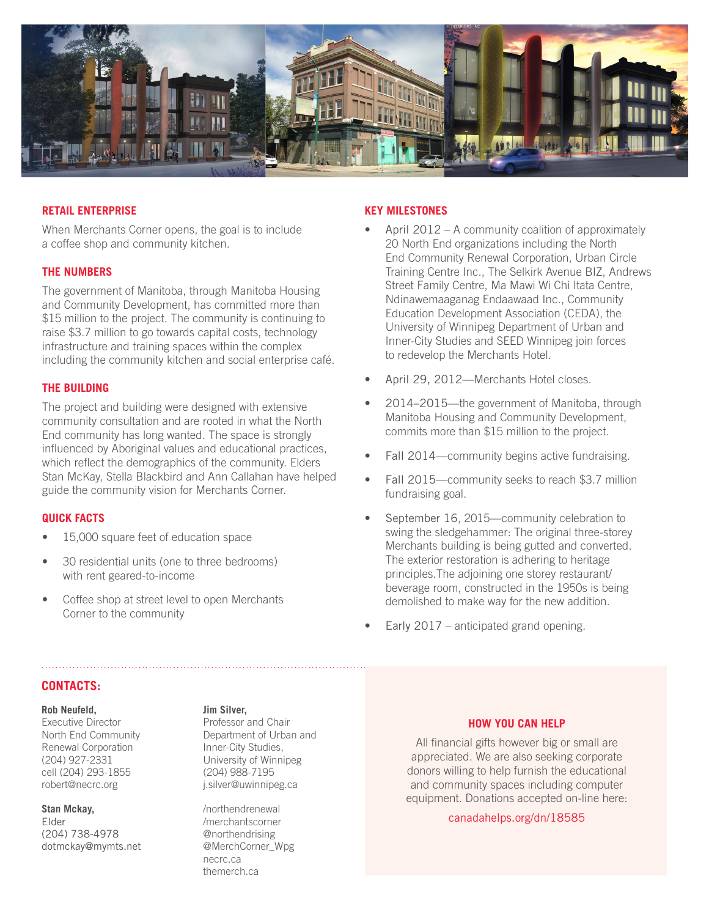## RETAIL ENTERPRISE

When Merchants Corner opens, the goal is to include a coffee shop and community kitchen.

## THE NUMBERS

The government of Manitoba, through Manitoba Housing and Community Development, has committed more than $15 million to the project. The community is continuing to raise $3.7 million to go towards capital costs, technology infrastructure and training spaces within the complex including the community kitchen and social enterprise café.

## THE BUILDING

The project and building were designed with extensive community consultation and are rooted in what the North End community has long wanted. The space is strongly influenced by Aboriginal values and educational practices, which reflect the demographics of the community. Elders Stan McKay, Stella Blackbird and Ann Callahan have helped guide the community vision for Merchants Corner.

## QUICK FACTS

- 15,000 square feet of education space
- 30 residential units (one to three bedrooms) with rent geared-to-income
- Coffee shop at street level to open Merchants Corner to the community

## KEY MILESTONES

- April 2012 – A community coalition of approximately 20 North End organizations including the North End Community Renewal Corporation, Urban Circle Training Centre Inc., The Selkirk Avenue BIZ, Andrews Street Family Centre, Ma Mawi Wi Chi Itata Centre, Ndinawemaaganag Endaawaad Inc., Community Education Development Association (CEDA), the University of Winnipeg Department of Urban and Inner-City Studies and SEED Winnipeg join forces to redevelop the Merchants Hotel.
- April 29, 2012—Merchants Hotel closes.
- 2014–2015—the government of Manitoba, through Manitoba Housing and Community Development, commits more than $15 million to the project.
- Fall 2014—community begins active fundraising.
- Fall 2015—community seeks to reach $3.7 million fundraising goal.
- September 16, 2015—community celebration to swing the sledgehammer: The original three-storey Merchants building is being gutted and converted. The exterior restoration is adhering to heritage principles.The adjoining one storey restaurant/beverage room, constructed in the 1950s is being demolished to make way for the new addition.
- Early 2017 – anticipated grand opening.

## CONTACTS:

**Rob Neufeld,**
Executive Director
North End Community Renewal Corporation
(204) 927-2331
cell (204) 293-1855
robert@necrc.org

**Stan Mckay,**
Elder
(204) 738-4978
dotmckay@mymts.net

**Jim Silver,**
Professor and Chair
Department of Urban and Inner-City Studies,
University of Winnipeg
(204) 988-7195
j.silver@uwinnipeg.ca

/northendrenewal
/merchantscorner
@northendrising
@MerchCorner_Wpg
necrc.ca
themerch.ca

## HOW YOU CAN HELP

All financial gifts however big or small are appreciated. We are also seeking corporate donors willing to help furnish the educational and community spaces including computer equipment. Donations accepted on-line here:

canadahelps.org/dn/18585